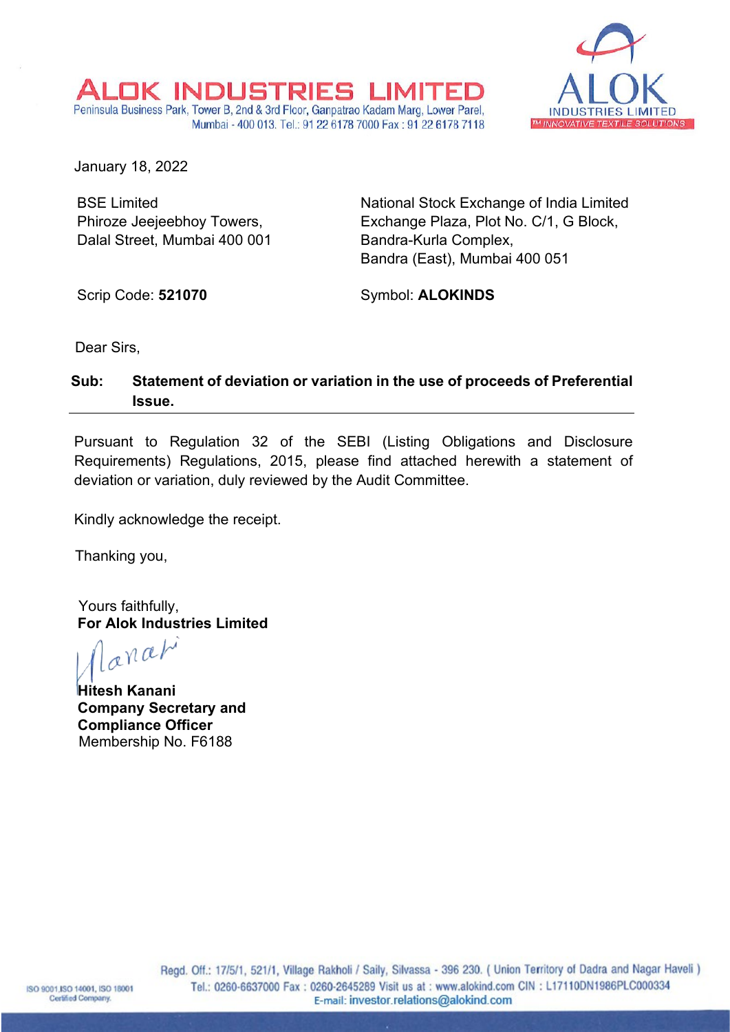# ALOK INDUSTRIES LIMITED

Peninsula Business Park, Tower B, 2nd & 3rd Floor, Ganpatrao Kadam Marg, Lower Parel, Mumbai - 400 013. Tel.: 91 22 6178 7000 Fax : 91 22 6178 7118

January 18, 2022

BSE Limited
Phiroze Jeejeebhoy Towers,
Dalal Street, Mumbai 400 001

Scrip Code: **521070**

National Stock Exchange of India Limited
Exchange Plaza, Plot No. C/1, G Block,
Bandra-Kurla Complex,
Bandra (East), Mumbai 400 051

Symbol: **ALOKINDS**

Dear Sirs,

**Sub: Statement of deviation or variation in the use of proceeds of Preferential Issue.**

Pursuant to Regulation 32 of the SEBI (Listing Obligations and Disclosure Requirements) Regulations, 2015, please find attached herewith a statement of deviation or variation, duly reviewed by the Audit Committee.

Kindly acknowledge the receipt.

Thanking you,

Yours faithfully,
**For Alok Industries Limited**

**Hitesh Kanani**
**Company Secretary and Compliance Officer**
Membership No. F6188

Regd. Off.: 17/5/1, 521/1, Village Rakholi / Saily, Silvassa - 396 230. ( Union Territory of Dadra and Nagar Haveli )
Tel.: 0260-6637000 Fax : 0260-2645289 Visit us at : www.alokind.com CIN : L17110DN1986PLC000334
E-mail: investor.relations@alokind.com

ISO 9001,ISO 14001, ISO 18001 Certified Company.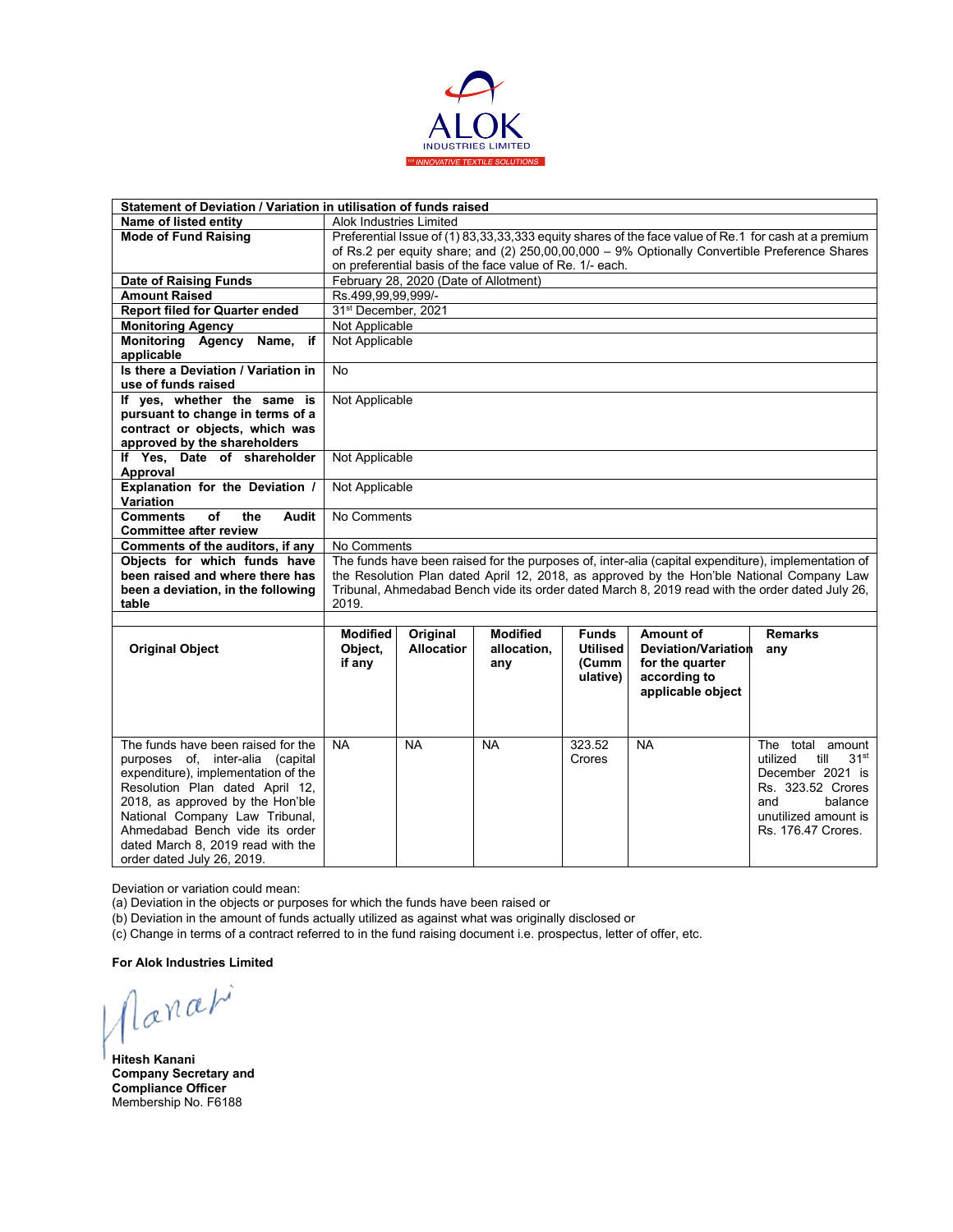ALOK
INDUSTRIES LIMITED
INNOVATIVE TEXTILE SOLUTIONS

| Statement of Deviation / Variation in utilisation of funds raised | |
|---|---|
| **Name of listed entity** | Alok Industries Limited |
| **Mode of Fund Raising** | Preferential Issue of (1) 83,33,33,333 equity shares of the face value of Re.1 for cash at a premium of Rs.2 per equity share; and (2) 250,00,00,000 – 9% Optionally Convertible Preference Shares on preferential basis of the face value of Re. 1/- each. |
| **Date of Raising Funds** | February 28, 2020 (Date of Allotment) |
| **Amount Raised** | Rs.499,99,99,999/- |
| **Report filed for Quarter ended** | 31st December, 2021 |
| **Monitoring Agency** | Not Applicable |
| **Monitoring Agency Name, if applicable** | Not Applicable |
| **Is there a Deviation / Variation in use of funds raised** | No |
| **If yes, whether the same is pursuant to change in terms of a contract or objects, which was approved by the shareholders** | Not Applicable |
| **If Yes, Date of shareholder Approval** | Not Applicable |
| **Explanation for the Deviation / Variation** | Not Applicable |
| **Comments of the Audit Committee after review** | No Comments |
| **Comments of the auditors, if any** | No Comments |
| **Objects for which funds have been raised and where there has been a deviation, in the following table** | The funds have been raised for the purposes of, inter-alia (capital expenditure), implementation of the Resolution Plan dated April 12, 2018, as approved by the Hon'ble National Company Law Tribunal, Ahmedabad Bench vide its order dated March 8, 2019 read with the order dated July 26, 2019. |

| **Original Object** | **Modified Object, if any** | **Original Allocation** | **Modified allocation, any** | **Funds Utilised (Cummulative)** | **Amount of Deviation/Variation for the quarter according to applicable object** | **Remarks any** |
|---|---|---|---|---|---|---|
| The funds have been raised for the purposes of, inter-alia (capital expenditure), implementation of the Resolution Plan dated April 12, 2018, as approved by the Hon'ble National Company Law Tribunal, Ahmedabad Bench vide its order dated March 8, 2019 read with the order dated July 26, 2019. | NA | NA | NA | 323.52 Crores | NA | The total amount utilized till 31st December 2021 is Rs. 323.52 Crores and balance unutilized amount is Rs. 176.47 Crores. |

Deviation or variation could mean:

(a) Deviation in the objects or purposes for which the funds have been raised or

(b) Deviation in the amount of funds actually utilized as against what was originally disclosed or

(c) Change in terms of a contract referred to in the fund raising document i.e. prospectus, letter of offer, etc.

**For Alok Industries Limited**

**Hitesh Kanani**
**Company Secretary and Compliance Officer**
Membership No. F6188